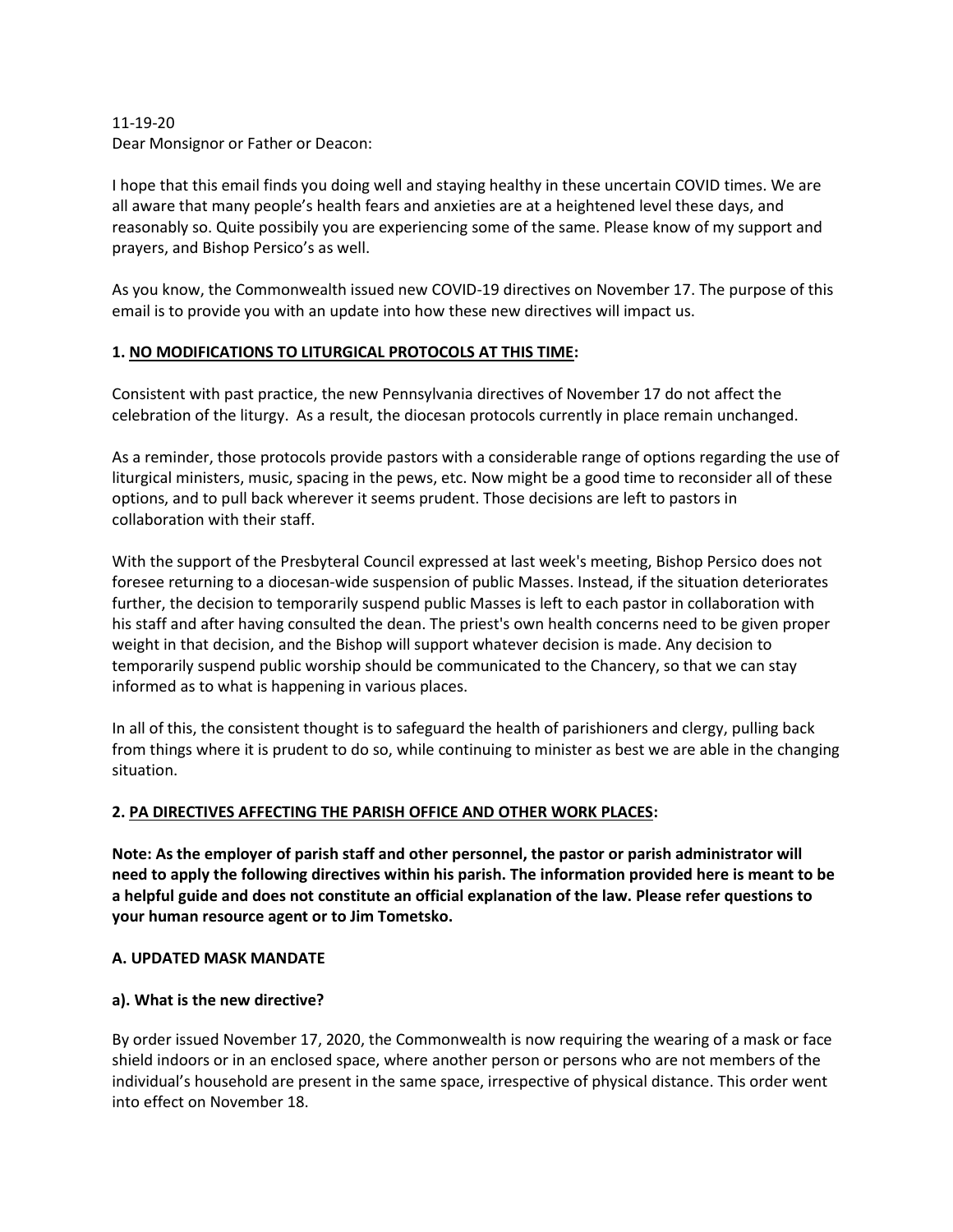11-19-20
Dear Monsignor or Father or Deacon:

I hope that this email finds you doing well and staying healthy in these uncertain COVID times. We are all aware that many people's health fears and anxieties are at a heightened level these days, and reasonably so. Quite possibily you are experiencing some of the same. Please know of my support and prayers, and Bishop Persico's as well.

As you know, the Commonwealth issued new COVID-19 directives on November 17. The purpose of this email is to provide you with an update into how these new directives will impact us.

**1. <u>NO MODIFICATIONS TO LITURGICAL PROTOCOLS AT THIS TIME</u>:**

Consistent with past practice, the new Pennsylvania directives of November 17 do not affect the celebration of the liturgy. As a result, the diocesan protocols currently in place remain unchanged.

As a reminder, those protocols provide pastors with a considerable range of options regarding the use of liturgical ministers, music, spacing in the pews, etc. Now might be a good time to reconsider all of these options, and to pull back wherever it seems prudent. Those decisions are left to pastors in collaboration with their staff.

With the support of the Presbyteral Council expressed at last week's meeting, Bishop Persico does not foresee returning to a diocesan-wide suspension of public Masses. Instead, if the situation deteriorates further, the decision to temporarily suspend public Masses is left to each pastor in collaboration with his staff and after having consulted the dean. The priest's own health concerns need to be given proper weight in that decision, and the Bishop will support whatever decision is made. Any decision to temporarily suspend public worship should be communicated to the Chancery, so that we can stay informed as to what is happening in various places.

In all of this, the consistent thought is to safeguard the health of parishioners and clergy, pulling back from things where it is prudent to do so, while continuing to minister as best we are able in the changing situation.

**2. <u>PA DIRECTIVES AFFECTING THE PARISH OFFICE AND OTHER WORK PLACES</u>:**

**Note: As the employer of parish staff and other personnel, the pastor or parish administrator will need to apply the following directives within his parish. The information provided here is meant to be a helpful guide and does not constitute an official explanation of the law. Please refer questions to your human resource agent or to Jim Tometsko.**

**A. UPDATED MASK MANDATE**

**a). What is the new directive?**

By order issued November 17, 2020, the Commonwealth is now requiring the wearing of a mask or face shield indoors or in an enclosed space, where another person or persons who are not members of the individual's household are present in the same space, irrespective of physical distance. This order went into effect on November 18.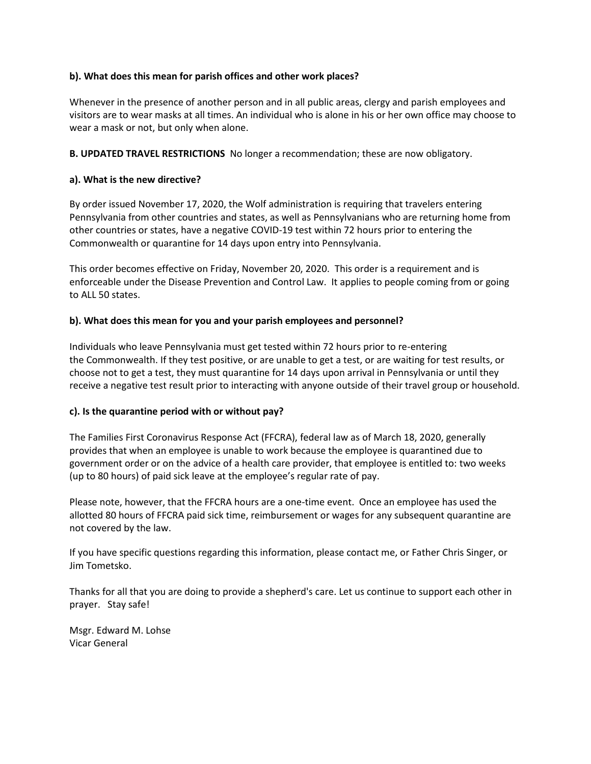**b). What does this mean for parish offices and other work places?**

Whenever in the presence of another person and in all public areas, clergy and parish employees and visitors are to wear masks at all times. An individual who is alone in his or her own office may choose to wear a mask or not, but only when alone.

**B. UPDATED TRAVEL RESTRICTIONS** No longer a recommendation; these are now obligatory.

**a). What is the new directive?**

By order issued November 17, 2020, the Wolf administration is requiring that travelers entering Pennsylvania from other countries and states, as well as Pennsylvanians who are returning home from other countries or states, have a negative COVID-19 test within 72 hours prior to entering the Commonwealth or quarantine for 14 days upon entry into Pennsylvania.

This order becomes effective on Friday, November 20, 2020. This order is a requirement and is enforceable under the Disease Prevention and Control Law. It applies to people coming from or going to ALL 50 states.

**b). What does this mean for you and your parish employees and personnel?**

Individuals who leave Pennsylvania must get tested within 72 hours prior to re-entering the Commonwealth. If they test positive, or are unable to get a test, or are waiting for test results, or choose not to get a test, they must quarantine for 14 days upon arrival in Pennsylvania or until they receive a negative test result prior to interacting with anyone outside of their travel group or household.

**c). Is the quarantine period with or without pay?**

The Families First Coronavirus Response Act (FFCRA), federal law as of March 18, 2020, generally provides that when an employee is unable to work because the employee is quarantined due to government order or on the advice of a health care provider, that employee is entitled to: two weeks (up to 80 hours) of paid sick leave at the employee's regular rate of pay.

Please note, however, that the FFCRA hours are a one-time event. Once an employee has used the allotted 80 hours of FFCRA paid sick time, reimbursement or wages for any subsequent quarantine are not covered by the law.

If you have specific questions regarding this information, please contact me, or Father Chris Singer, or Jim Tometsko.

Thanks for all that you are doing to provide a shepherd's care. Let us continue to support each other in prayer. Stay safe!

Msgr. Edward M. Lohse
Vicar General